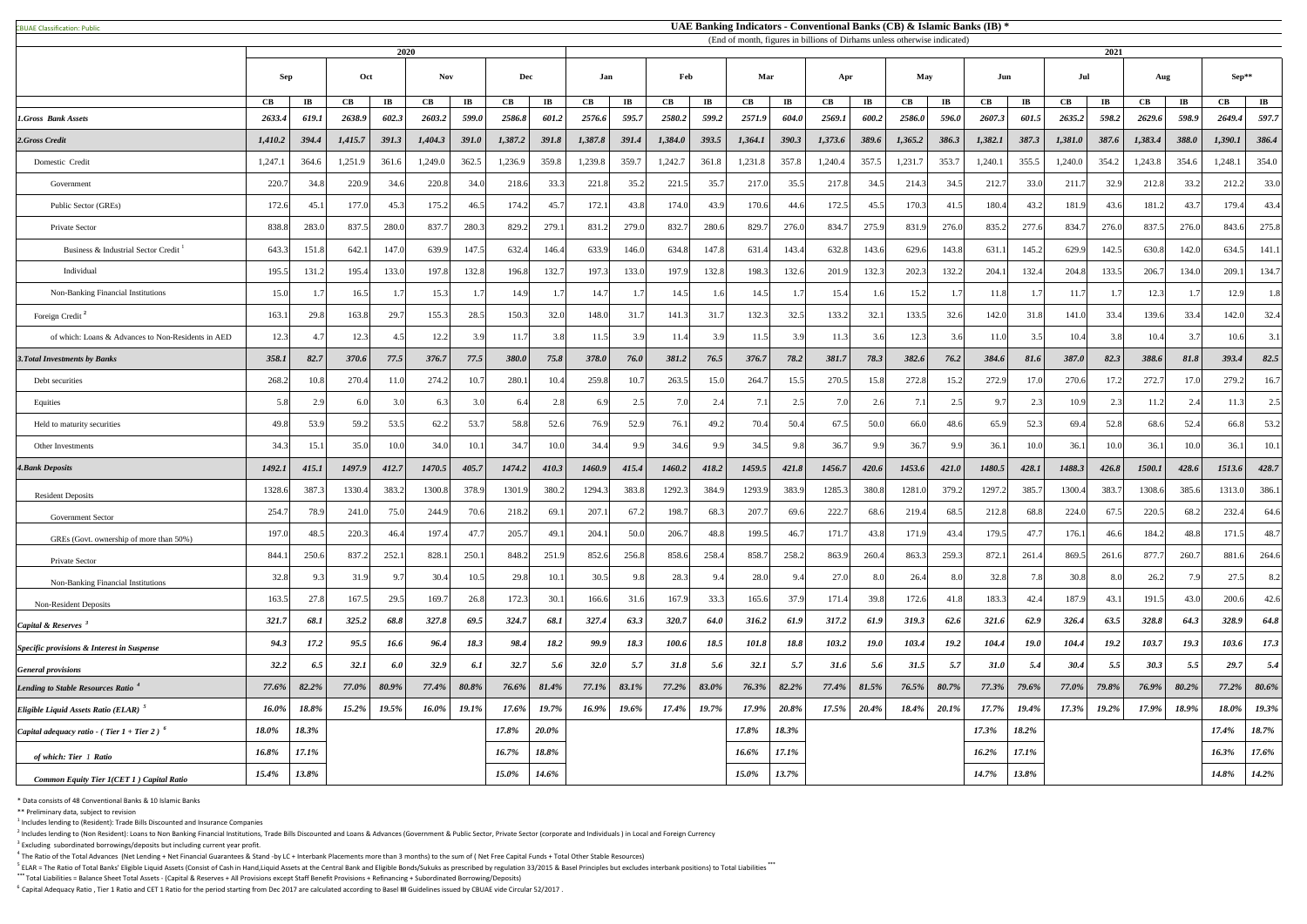CBUAE Classification: Public

# UAE Banking Indicators - Conventional Banks (CB) & Islamic Banks (IB) *

(End of month, figures in billions of Dirhams unless otherwise indicated)

| | 2020 | | | | | | | | 2021 | | | | | | | | | | | | | | | | | |
|---|---|---|---|---|---|---|---|---|---|---|---|---|---|---|---|---|---|---|---|---|---|---|---|---|---|---|
| | Sep | | Oct | | Nov | | Dec | | Jan | | Feb | | Mar | | Apr | | May | | Jun | | Jul | | Aug | | Sep** | |
| | CB | IB | CB | IB | CB | IB | CB | IB | CB | IB | CB | IB | CB | IB | CB | IB | CB | IB | CB | IB | CB | IB | CB | IB | CB | IB |
| *1.Gross Bank Assets* | *2633.4* | *619.1* | *2638.9* | *602.3* | *2603.2* | *599.0* | *2586.8* | *601.2* | *2576.6* | *595.7* | *2580.2* | *599.2* | *2571.9* | *604.0* | *2569.1* | *600.2* | *2586.0* | *596.0* | *2607.3* | *601.5* | *2635.2* | *598.2* | *2629.6* | *598.9* | *2649.4* | *597.7* |
| *2.Gross Credit* | *1,410.2* | *394.4* | *1,415.7* | *391.3* | *1,404.3* | *391.0* | *1,387.2* | *391.8* | *1,387.8* | *391.4* | *1,384.0* | *393.5* | *1,364.1* | *390.3* | *1,373.6* | *389.6* | *1,365.2* | *386.3* | *1,382.1* | *387.3* | *1,381.0* | *387.6* | *1,383.4* | *388.0* | *1,390.1* | *386.4* |
| Domestic Credit | 1,247.1 | 364.6 | 1,251.9 | 361.6 | 1,249.0 | 362.5 | 1,236.9 | 359.8 | 1,239.8 | 359.7 | 1,242.7 | 361.8 | 1,231.8 | 357.8 | 1,240.4 | 357.5 | 1,231.7 | 353.7 | 1,240.1 | 355.5 | 1,240.0 | 354.2 | 1,243.8 | 354.6 | 1,248.1 | 354.0 |
| Government | 220.7 | 34.8 | 220.9 | 34.6 | 220.8 | 34.0 | 218.6 | 33.3 | 221.8 | 35.2 | 221.5 | 35.7 | 217.0 | 35.5 | 217.8 | 34.5 | 214.3 | 34.5 | 212.7 | 33.0 | 211.7 | 32.9 | 212.8 | 33.2 | 212.2 | 33.0 |
| Public Sector (GREs) | 172.6 | 45.1 | 177.0 | 45.3 | 175.2 | 46.5 | 174.2 | 45.7 | 172.1 | 43.8 | 174.0 | 43.9 | 170.6 | 44.6 | 172.5 | 45.5 | 170.3 | 41.5 | 180.4 | 43.2 | 181.9 | 43.6 | 181.2 | 43.7 | 179.4 | 43.4 |
| Private Sector | 838.8 | 283.0 | 837.5 | 280.0 | 837.7 | 280.3 | 829.2 | 279.1 | 831.2 | 279.0 | 832.7 | 280.6 | 829.7 | 276.0 | 834.7 | 275.9 | 831.9 | 276.0 | 835.2 | 277.6 | 834.7 | 276.0 | 837.5 | 276.0 | 843.6 | 275.8 |
| Business & Industrial Sector Credit [1] | 643.3 | 151.8 | 642.1 | 147.0 | 639.9 | 147.5 | 632.4 | 146.4 | 633.9 | 146.0 | 634.8 | 147.8 | 631.4 | 143.4 | 632.8 | 143.6 | 629.6 | 143.8 | 631.1 | 145.2 | 629.9 | 142.5 | 630.8 | 142.0 | 634.5 | 141.1 |
| Individual | 195.5 | 131.2 | 195.4 | 133.0 | 197.8 | 132.8 | 196.8 | 132.7 | 197.3 | 133.0 | 197.9 | 132.8 | 198.3 | 132.6 | 201.9 | 132.3 | 202.3 | 132.2 | 204.1 | 132.4 | 204.8 | 133.5 | 206.7 | 134.0 | 209.1 | 134.7 |
| Non-Banking Financial Institutions | 15.0 | 1.7 | 16.5 | 1.7 | 15.3 | 1.7 | 14.9 | 1.7 | 14.7 | 1.7 | 14.5 | 1.6 | 14.5 | 1.7 | 15.4 | 1.6 | 15.2 | 1.7 | 11.8 | 1.7 | 11.7 | 1.7 | 12.3 | 1.7 | 12.9 | 1.8 |
| Foreign Credit [2] | 163.1 | 29.8 | 163.8 | 29.7 | 155.3 | 28.5 | 150.3 | 32.0 | 148.0 | 31.7 | 141.3 | 31.7 | 132.3 | 32.5 | 133.2 | 32.1 | 133.5 | 32.6 | 142.0 | 31.8 | 141.0 | 33.4 | 139.6 | 33.4 | 142.0 | 32.4 |
| of which: Loans & Advances to Non-Residents in AED | 12.3 | 4.7 | 12.3 | 4.5 | 12.2 | 3.9 | 11.7 | 3.8 | 11.5 | 3.9 | 11.4 | 3.9 | 11.5 | 3.9 | 11.3 | 3.6 | 12.3 | 3.6 | 11.0 | 3.5 | 10.4 | 3.8 | 10.4 | 3.7 | 10.6 | 3.1 |
| *3.Total Investments by Banks* | *358.1* | *82.7* | *370.6* | *77.5* | *376.7* | *77.5* | *380.0* | *75.8* | *378.0* | *76.0* | *381.2* | *76.5* | *376.7* | *78.2* | *381.7* | *78.3* | *382.6* | *76.2* | *384.6* | *81.6* | *387.0* | *82.3* | *388.6* | *81.8* | *393.4* | *82.5* |
| Debt securities | 268.2 | 10.8 | 270.4 | 11.0 | 274.2 | 10.7 | 280.1 | 10.4 | 259.8 | 10.7 | 263.5 | 15.0 | 264.7 | 15.5 | 270.5 | 15.8 | 272.8 | 15.2 | 272.9 | 17.0 | 270.6 | 17.2 | 272.7 | 17.0 | 279.2 | 16.7 |
| Equities | 5.8 | 2.9 | 6.0 | 3.0 | 6.3 | 3.0 | 6.4 | 2.8 | 6.9 | 2.5 | 7.0 | 2.4 | 7.1 | 2.5 | 7.0 | 2.6 | 7.1 | 2.5 | 9.7 | 2.3 | 10.9 | 2.3 | 11.2 | 2.4 | 11.3 | 2.5 |
| Held to maturity securities | 49.8 | 53.9 | 59.2 | 53.5 | 62.2 | 53.7 | 58.8 | 52.6 | 76.9 | 52.9 | 76.1 | 49.2 | 70.4 | 50.4 | 67.5 | 50.0 | 66.0 | 48.6 | 65.9 | 52.3 | 69.4 | 52.8 | 68.6 | 52.4 | 66.8 | 53.2 |
| Other Investments | 34.3 | 15.1 | 35.0 | 10.0 | 34.0 | 10.1 | 34.7 | 10.0 | 34.4 | 9.9 | 34.6 | 9.9 | 34.5 | 9.8 | 36.7 | 9.9 | 36.7 | 9.9 | 36.1 | 10.0 | 36.1 | 10.0 | 36.1 | 10.0 | 36.1 | 10.1 |
| *4.Bank Deposits* | *1492.1* | *415.1* | *1497.9* | *412.7* | *1470.5* | *405.7* | *1474.2* | *410.3* | *1460.9* | *415.4* | *1460.2* | *418.2* | *1459.5* | *421.8* | *1456.7* | *420.6* | *1453.6* | *421.0* | *1480.5* | *428.1* | *1488.3* | *426.8* | *1500.1* | *428.6* | *1513.6* | *428.7* |
| Resident Deposits | 1328.6 | 387.3 | 1330.4 | 383.2 | 1300.8 | 378.9 | 1301.9 | 380.2 | 1294.3 | 383.8 | 1292.3 | 384.9 | 1293.9 | 383.9 | 1285.3 | 380.8 | 1281.0 | 379.2 | 1297.2 | 385.7 | 1300.4 | 383.7 | 1308.6 | 385.6 | 1313.0 | 386.1 |
| Government Sector | 254.7 | 78.9 | 241.0 | 75.0 | 244.9 | 70.6 | 218.2 | 69.1 | 207.1 | 67.2 | 198.7 | 68.3 | 207.7 | 69.6 | 222.7 | 68.6 | 219.4 | 68.5 | 212.8 | 68.8 | 224.0 | 67.5 | 220.5 | 68.2 | 232.4 | 64.6 |
| GREs (Govt. ownership of more than 50%) | 197.0 | 48.5 | 220.3 | 46.4 | 197.4 | 47.7 | 205.7 | 49.1 | 204.1 | 50.0 | 206.7 | 48.8 | 199.5 | 46.7 | 171.7 | 43.8 | 171.9 | 43.4 | 179.5 | 47.7 | 176.1 | 46.6 | 184.2 | 48.8 | 171.5 | 48.7 |
| Private Sector | 844.1 | 250.6 | 837.2 | 252.1 | 828.1 | 250.1 | 848.2 | 251.9 | 852.6 | 256.8 | 858.6 | 258.4 | 858.7 | 258.2 | 863.9 | 260.4 | 863.3 | 259.3 | 872.1 | 261.4 | 869.5 | 261.6 | 877.7 | 260.7 | 881.6 | 264.6 |
| Non-Banking Financial Institutions | 32.8 | 9.3 | 31.9 | 9.7 | 30.4 | 10.5 | 29.8 | 10.1 | 30.5 | 9.8 | 28.3 | 9.4 | 28.0 | 9.4 | 27.0 | 8.0 | 26.4 | 8.0 | 32.8 | 7.8 | 30.8 | 8.0 | 26.2 | 7.9 | 27.5 | 8.2 |
| Non-Resident Deposits | 163.5 | 27.8 | 167.5 | 29.5 | 169.7 | 26.8 | 172.3 | 30.1 | 166.6 | 31.6 | 167.9 | 33.3 | 165.6 | 37.9 | 171.4 | 39.8 | 172.6 | 41.8 | 183.3 | 42.4 | 187.9 | 43.1 | 191.5 | 43.0 | 200.6 | 42.6 |
| *Capital & Reserves [3]* | *321.7* | *68.1* | *325.2* | *68.8* | *327.8* | *69.5* | *324.7* | *68.1* | *327.4* | *63.3* | *320.7* | *64.0* | *316.2* | *61.9* | *317.2* | *61.9* | *319.3* | *62.6* | *321.6* | *62.9* | *326.4* | *63.5* | *328.8* | *64.3* | *328.9* | *64.8* |
| *Specific provisions & Interest in Suspense* | *94.3* | *17.2* | *95.5* | *16.6* | *96.4* | *18.3* | *98.4* | *18.2* | *99.9* | *18.3* | *100.6* | *18.5* | *101.8* | *18.8* | *103.2* | *19.0* | *103.4* | *19.2* | *104.4* | *19.0* | *104.4* | *19.2* | *103.7* | *19.3* | *103.6* | *17.3* |
| *General provisions* | *32.2* | *6.5* | *32.1* | *6.0* | *32.9* | *6.1* | *32.7* | *5.6* | *32.0* | *5.7* | *31.8* | *5.6* | *32.1* | *5.7* | *31.6* | *5.6* | *31.5* | *5.7* | *31.0* | *5.4* | *30.4* | *5.5* | *30.3* | *5.5* | *29.7* | *5.4* |
| *Lending to Stable Resources Ratio [4]* | *77.6%* | *82.2%* | *77.0%* | *80.9%* | *77.4%* | *80.8%* | *76.6%* | *81.4%* | *77.1%* | *83.1%* | *77.2%* | *83.0%* | *76.3%* | *82.2%* | *77.4%* | *81.5%* | *76.5%* | *80.7%* | *77.3%* | *79.6%* | *77.0%* | *79.8%* | *76.9%* | *80.2%* | *77.2%* | *80.6%* |
| *Eligible Liquid Assets Ratio (ELAR) [5]* | *16.0%* | *18.8%* | *15.2%* | *19.5%* | *16.0%* | *19.1%* | *17.6%* | *19.7%* | *16.9%* | *19.6%* | *17.4%* | *19.7%* | *17.9%* | *20.8%* | *17.5%* | *20.4%* | *18.4%* | *20.1%* | *17.7%* | *19.4%* | *17.3%* | *19.2%* | *17.9%* | *18.9%* | *18.0%* | *19.3%* |
| *Capital adequacy ratio - ( Tier 1 + Tier 2 ) [6]* | *18.0%* | *18.3%* | | | | | *17.8%* | *20.0%* | | | | | *17.8%* | *18.3%* | | | | | *17.3%* | *18.2%* | | | | | *17.4%* | *18.7%* |
| *of which: Tier 1 Ratio* | *16.8%* | *17.1%* | | | | | *16.7%* | *18.8%* | | | | | *16.6%* | *17.1%* | | | | | *16.2%* | *17.1%* | | | | | *16.3%* | *17.6%* |
| *Common Equity Tier 1(CET 1 ) Capital Ratio* | *15.4%* | *13.8%* | | | | | *15.0%* | *14.6%* | | | | | *15.0%* | *13.7%* | | | | | *14.7%* | *13.8%* | | | | | *14.8%* | *14.2%* |

\* Data consists of 48 Conventional Banks & 10 Islamic Banks

** Preliminary data, subject to revision

[1] Includes lending to (Resident): Trade Bills Discounted and Insurance Companies

[2] Includes lending to (Non Resident): Loans to Non Banking Financial Institutions, Trade Bills Discounted and Loans & Advances (Government & Public Sector, Private Sector (corporate and Individuals ) in Local and Foreign Currency

[3] Excluding subordinated borrowings/deposits but including current year profit.

[4] The Ratio of the Total Advances (Net Lending + Net Financial Guarantees & Stand -by LC + Interbank Placements more than 3 months) to the sum of ( Net Free Capital Funds + Total Other Stable Resources)

[5] ELAR = The Ratio of Total Banks' Eligible Liquid Assets (Consist of Cash in Hand,Liquid Assets at the Central Bank and Eligible Bonds/Sukuks as prescribed by regulation 33/2015 & Basel Principles but excludes interbank positions) to Total Liabilities ***

*** Total Liabilities = Balance Sheet Total Assets - (Capital & Reserves + All Provisions except Staff Benefit Provisions + Refinancing + Subordinated Borrowing/Deposits)

[6] Capital Adequacy Ratio , Tier 1 Ratio and CET 1 Ratio for the period starting from Dec 2017 are calculated according to Basel III Guidelines issued by CBUAE vide Circular 52/2017 .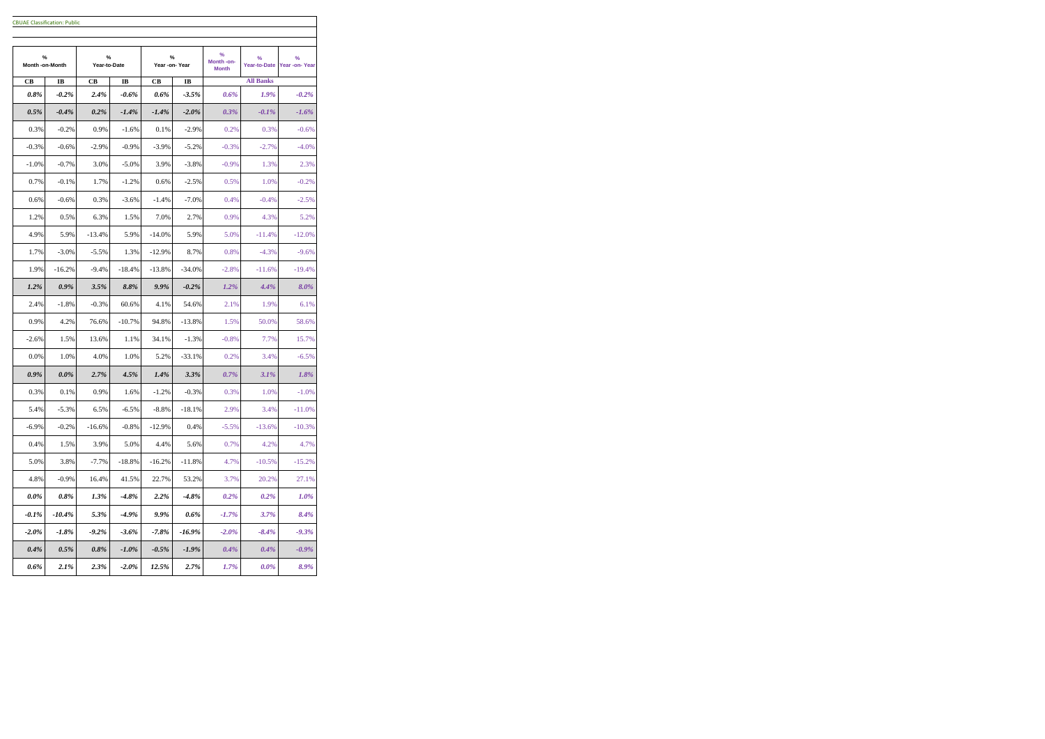CBUAE Classification: Public

| % Month -on-Month | | % Year-to-Date | | % Year -on- Year | | % Month -on-Month | % Year-to-Date | % Year -on- Year |
|---|---|---|---|---|---|---|---|---|
| CB | IB | CB | IB | CB | IB | All Banks | | |
| *0.8%* | *-0.2%* | *2.4%* | *-0.6%* | *0.6%* | *-3.5%* | *0.6%* | *1.9%* | *-0.2%* |
| *0.5%* | *-0.4%* | *0.2%* | *-1.4%* | *-1.4%* | *-2.0%* | *0.3%* | *-0.1%* | *-1.6%* |
| 0.3% | -0.2% | 0.9% | -1.6% | 0.1% | -2.9% | 0.2% | 0.3% | -0.6% |
| -0.3% | -0.6% | -2.9% | -0.9% | -3.9% | -5.2% | -0.3% | -2.7% | -4.0% |
| -1.0% | -0.7% | 3.0% | -5.0% | 3.9% | -3.8% | -0.9% | 1.3% | 2.3% |
| 0.7% | -0.1% | 1.7% | -1.2% | 0.6% | -2.5% | 0.5% | 1.0% | -0.2% |
| 0.6% | -0.6% | 0.3% | -3.6% | -1.4% | -7.0% | 0.4% | -0.4% | -2.5% |
| 1.2% | 0.5% | 6.3% | 1.5% | 7.0% | 2.7% | 0.9% | 4.3% | 5.2% |
| 4.9% | 5.9% | -13.4% | 5.9% | -14.0% | 5.9% | 5.0% | -11.4% | -12.0% |
| 1.7% | -3.0% | -5.5% | 1.3% | -12.9% | 8.7% | 0.8% | -4.3% | -9.6% |
| 1.9% | -16.2% | -9.4% | -18.4% | -13.8% | -34.0% | -2.8% | -11.6% | -19.4% |
| *1.2%* | *0.9%* | *3.5%* | *8.8%* | *9.9%* | *-0.2%* | *1.2%* | *4.4%* | *8.0%* |
| 2.4% | -1.8% | -0.3% | 60.6% | 4.1% | 54.6% | 2.1% | 1.9% | 6.1% |
| 0.9% | 4.2% | 76.6% | -10.7% | 94.8% | -13.8% | 1.5% | 50.0% | 58.6% |
| -2.6% | 1.5% | 13.6% | 1.1% | 34.1% | -1.3% | -0.8% | 7.7% | 15.7% |
| 0.0% | 1.0% | 4.0% | 1.0% | 5.2% | -33.1% | 0.2% | 3.4% | -6.5% |
| *0.9%* | *0.0%* | *2.7%* | *4.5%* | *1.4%* | *3.3%* | *0.7%* | *3.1%* | *1.8%* |
| 0.3% | 0.1% | 0.9% | 1.6% | -1.2% | -0.3% | 0.3% | 1.0% | -1.0% |
| 5.4% | -5.3% | 6.5% | -6.5% | -8.8% | -18.1% | 2.9% | 3.4% | -11.0% |
| -6.9% | -0.2% | -16.6% | -0.8% | -12.9% | 0.4% | -5.5% | -13.6% | -10.3% |
| 0.4% | 1.5% | 3.9% | 5.0% | 4.4% | 5.6% | 0.7% | 4.2% | 4.7% |
| 5.0% | 3.8% | -7.7% | -18.8% | -16.2% | -11.8% | 4.7% | -10.5% | -15.2% |
| 4.8% | -0.9% | 16.4% | 41.5% | 22.7% | 53.2% | 3.7% | 20.2% | 27.1% |
| *0.0%* | *0.8%* | *1.3%* | *-4.8%* | *2.2%* | *-4.8%* | *0.2%* | *0.2%* | *1.0%* |
| *-0.1%* | *-10.4%* | *5.3%* | *-4.9%* | *9.9%* | *0.6%* | *-1.7%* | *3.7%* | *8.4%* |
| *-2.0%* | *-1.8%* | *-9.2%* | *-3.6%* | *-7.8%* | *-16.9%* | *-2.0%* | *-8.4%* | *-9.3%* |
| *0.4%* | *0.5%* | *0.8%* | *-1.0%* | *-0.5%* | *-1.9%* | *0.4%* | *0.4%* | *-0.9%* |
| *0.6%* | *2.1%* | *2.3%* | *-2.0%* | *12.5%* | *2.7%* | *1.7%* | *0.0%* | *8.9%* |